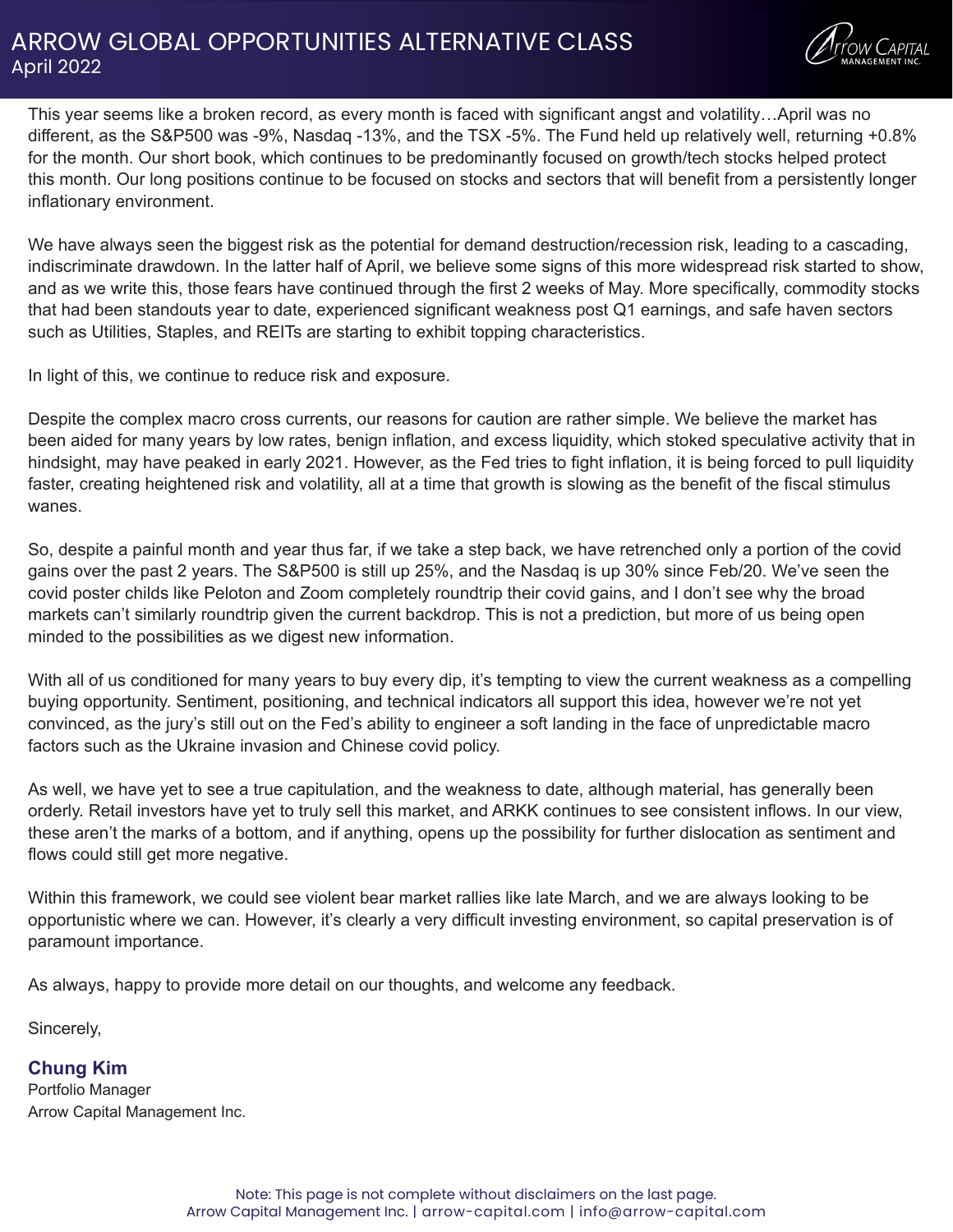# ARROW GLOBAL OPPORTUNITIES ALTERNATIVE CLASS

April 2022

This year seems like a broken record, as every month is faced with significant angst and volatility…April was no different, as the S&P500 was -9%, Nasdaq -13%, and the TSX -5%. The Fund held up relatively well, returning +0.8% for the month. Our short book, which continues to be predominantly focused on growth/tech stocks helped protect this month. Our long positions continue to be focused on stocks and sectors that will benefit from a persistently longer inflationary environment.

We have always seen the biggest risk as the potential for demand destruction/recession risk, leading to a cascading, indiscriminate drawdown. In the latter half of April, we believe some signs of this more widespread risk started to show, and as we write this, those fears have continued through the first 2 weeks of May. More specifically, commodity stocks that had been standouts year to date, experienced significant weakness post Q1 earnings, and safe haven sectors such as Utilities, Staples, and REITs are starting to exhibit topping characteristics.

In light of this, we continue to reduce risk and exposure.

Despite the complex macro cross currents, our reasons for caution are rather simple. We believe the market has been aided for many years by low rates, benign inflation, and excess liquidity, which stoked speculative activity that in hindsight, may have peaked in early 2021. However, as the Fed tries to fight inflation, it is being forced to pull liquidity faster, creating heightened risk and volatility, all at a time that growth is slowing as the benefit of the fiscal stimulus wanes.

So, despite a painful month and year thus far, if we take a step back, we have retrenched only a portion of the covid gains over the past 2 years. The S&P500 is still up 25%, and the Nasdaq is up 30% since Feb/20. We've seen the covid poster childs like Peloton and Zoom completely roundtrip their covid gains, and I don't see why the broad markets can't similarly roundtrip given the current backdrop. This is not a prediction, but more of us being open minded to the possibilities as we digest new information.

With all of us conditioned for many years to buy every dip, it's tempting to view the current weakness as a compelling buying opportunity. Sentiment, positioning, and technical indicators all support this idea, however we're not yet convinced, as the jury's still out on the Fed's ability to engineer a soft landing in the face of unpredictable macro factors such as the Ukraine invasion and Chinese covid policy.

As well, we have yet to see a true capitulation, and the weakness to date, although material, has generally been orderly. Retail investors have yet to truly sell this market, and ARKK continues to see consistent inflows. In our view, these aren't the marks of a bottom, and if anything, opens up the possibility for further dislocation as sentiment and flows could still get more negative.

Within this framework, we could see violent bear market rallies like late March, and we are always looking to be opportunistic where we can. However, it's clearly a very difficult investing environment, so capital preservation is of paramount importance.

As always, happy to provide more detail on our thoughts, and welcome any feedback.

Sincerely,

**Chung Kim**
Portfolio Manager
Arrow Capital Management Inc.

Note: This page is not complete without disclaimers on the last page.
Arrow Capital Management Inc. | arrow-capital.com | info@arrow-capital.com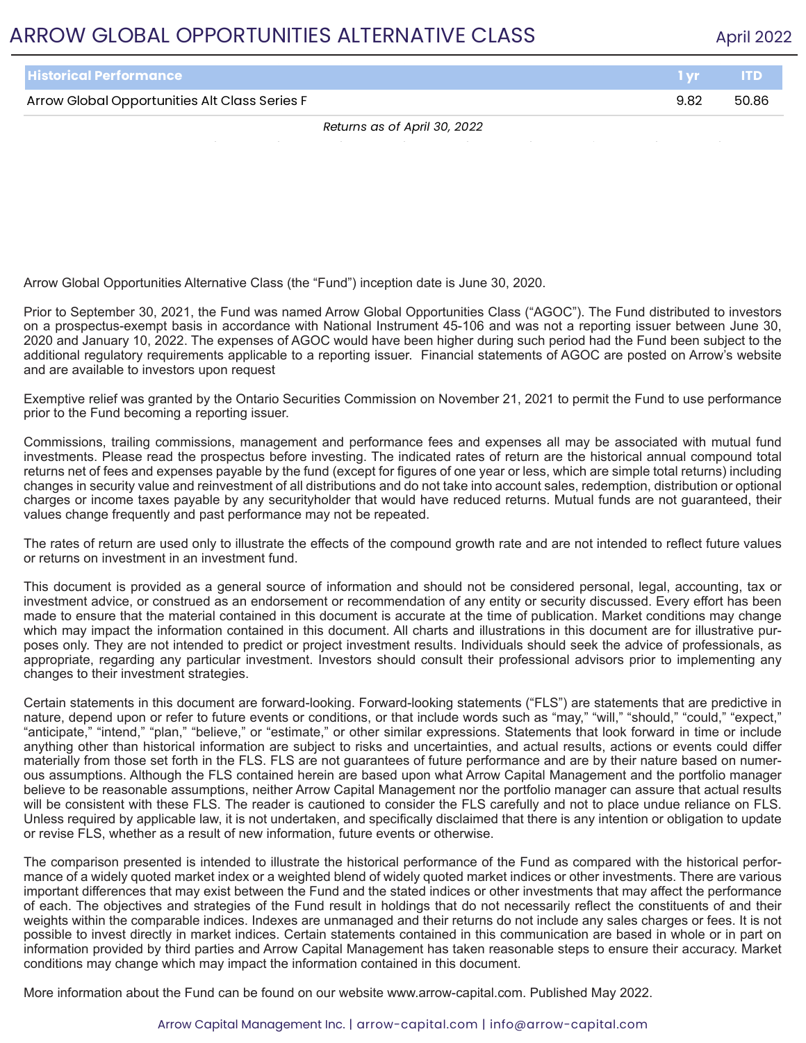# ARROW GLOBAL OPPORTUNITIES ALTERNATIVE CLASS

April 2022

| Historical Performance | 1 yr | ITD |
|---|---|---|
| Arrow Global Opportunities Alt Class Series F | 9.82 | 50.86 |

*Returns as of April 30, 2022*

Arrow Global Opportunities Alternative Class (the "Fund") inception date is June 30, 2020.

Prior to September 30, 2021, the Fund was named Arrow Global Opportunities Class ("AGOC"). The Fund distributed to investors on a prospectus-exempt basis in accordance with National Instrument 45-106 and was not a reporting issuer between June 30, 2020 and January 10, 2022. The expenses of AGOC would have been higher during such period had the Fund been subject to the additional regulatory requirements applicable to a reporting issuer. Financial statements of AGOC are posted on Arrow's website and are available to investors upon request

Exemptive relief was granted by the Ontario Securities Commission on November 21, 2021 to permit the Fund to use performance prior to the Fund becoming a reporting issuer.

Commissions, trailing commissions, management and performance fees and expenses all may be associated with mutual fund investments. Please read the prospectus before investing. The indicated rates of return are the historical annual compound total returns net of fees and expenses payable by the fund (except for figures of one year or less, which are simple total returns) including changes in security value and reinvestment of all distributions and do not take into account sales, redemption, distribution or optional charges or income taxes payable by any securityholder that would have reduced returns. Mutual funds are not guaranteed, their values change frequently and past performance may not be repeated.

The rates of return are used only to illustrate the effects of the compound growth rate and are not intended to reflect future values or returns on investment in an investment fund.

This document is provided as a general source of information and should not be considered personal, legal, accounting, tax or investment advice, or construed as an endorsement or recommendation of any entity or security discussed. Every effort has been made to ensure that the material contained in this document is accurate at the time of publication. Market conditions may change which may impact the information contained in this document. All charts and illustrations in this document are for illustrative purposes only. They are not intended to predict or project investment results. Individuals should seek the advice of professionals, as appropriate, regarding any particular investment. Investors should consult their professional advisors prior to implementing any changes to their investment strategies.

Certain statements in this document are forward-looking. Forward-looking statements ("FLS") are statements that are predictive in nature, depend upon or refer to future events or conditions, or that include words such as "may," "will," "should," "could," "expect," "anticipate," "intend," "plan," "believe," or "estimate," or other similar expressions. Statements that look forward in time or include anything other than historical information are subject to risks and uncertainties, and actual results, actions or events could differ materially from those set forth in the FLS. FLS are not guarantees of future performance and are by their nature based on numerous assumptions. Although the FLS contained herein are based upon what Arrow Capital Management and the portfolio manager believe to be reasonable assumptions, neither Arrow Capital Management nor the portfolio manager can assure that actual results will be consistent with these FLS. The reader is cautioned to consider the FLS carefully and not to place undue reliance on FLS. Unless required by applicable law, it is not undertaken, and specifically disclaimed that there is any intention or obligation to update or revise FLS, whether as a result of new information, future events or otherwise.

The comparison presented is intended to illustrate the historical performance of the Fund as compared with the historical performance of a widely quoted market index or a weighted blend of widely quoted market indices or other investments. There are various important differences that may exist between the Fund and the stated indices or other investments that may affect the performance of each. The objectives and strategies of the Fund result in holdings that do not necessarily reflect the constituents of and their weights within the comparable indices. Indexes are unmanaged and their returns do not include any sales charges or fees. It is not possible to invest directly in market indices. Certain statements contained in this communication are based in whole or in part on information provided by third parties and Arrow Capital Management has taken reasonable steps to ensure their accuracy. Market conditions may change which may impact the information contained in this document.

More information about the Fund can be found on our website www.arrow-capital.com. Published May 2022.

Arrow Capital Management Inc. | arrow-capital.com | info@arrow-capital.com